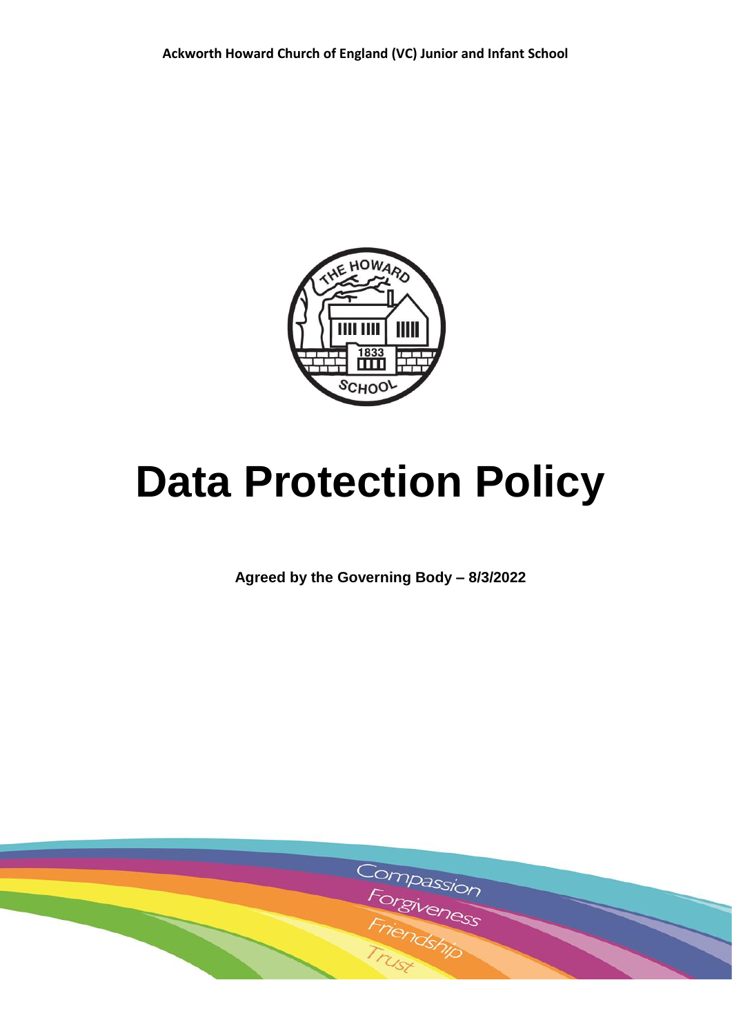**Ackworth Howard Church of England (VC) Junior and Infant School**

# Data Protection Policy

**Agreed by the Governing Body – 8/3/2022**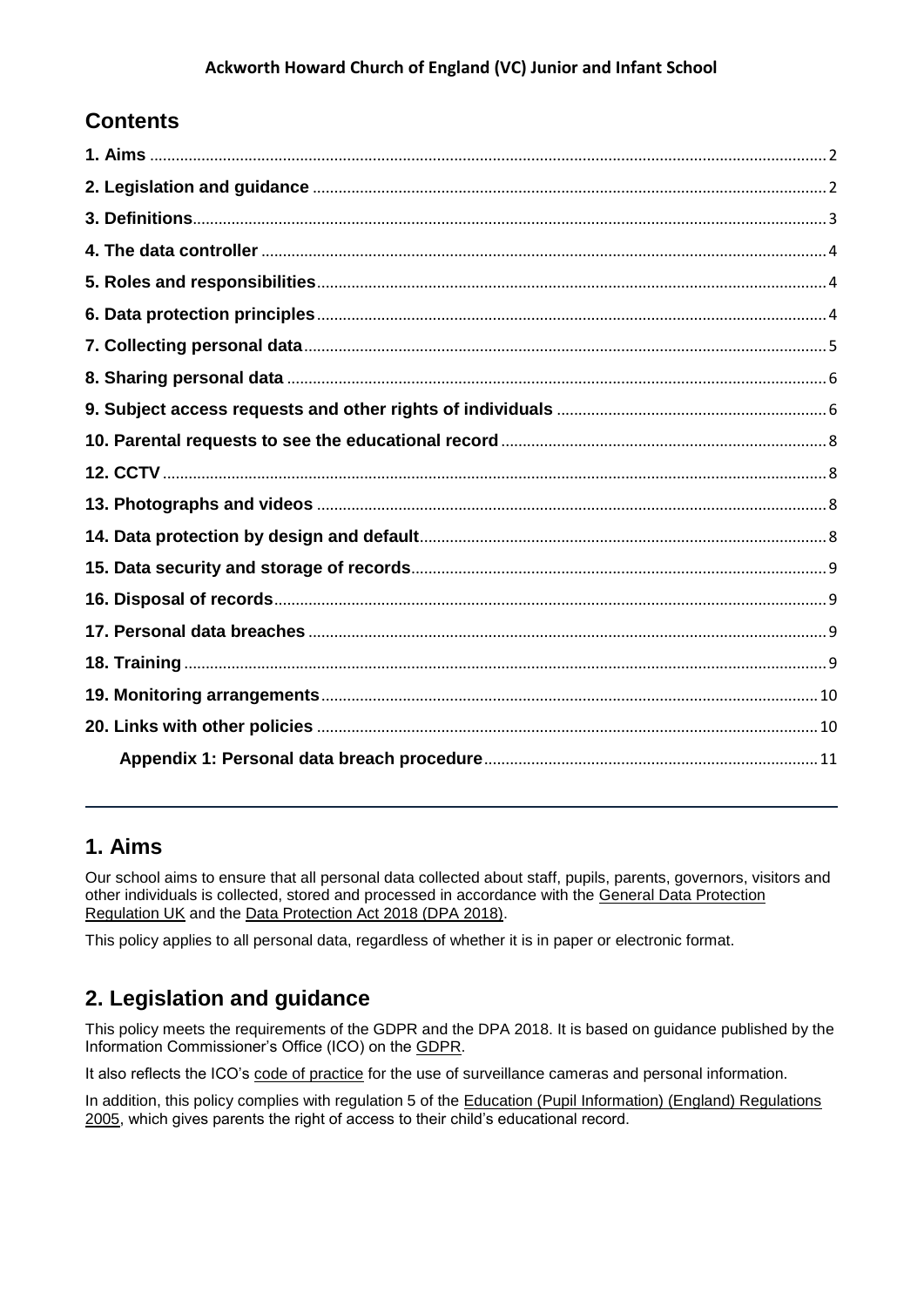# Contents

| | |
|---|---|
| **1. Aims** | 2 |
| **2. Legislation and guidance** | 2 |
| **3. Definitions** | 3 |
| **4. The data controller** | 4 |
| **5. Roles and responsibilities** | 4 |
| **6. Data protection principles** | 4 |
| **7. Collecting personal data** | 5 |
| **8. Sharing personal data** | 6 |
| **9. Subject access requests and other rights of individuals** | 6 |
| **10. Parental requests to see the educational record** | 8 |
| **12. CCTV** | 8 |
| **13. Photographs and videos** | 8 |
| **14. Data protection by design and default** | 8 |
| **15. Data security and storage of records** | 9 |
| **16. Disposal of records** | 9 |
| **17. Personal data breaches** | 9 |
| **18. Training** | 9 |
| **19. Monitoring arrangements** | 10 |
| **20. Links with other policies** | 10 |
| **Appendix 1: Personal data breach procedure** | 11 |

---

## 1. Aims

Our school aims to ensure that all personal data collected about staff, pupils, parents, governors, visitors and other individuals is collected, stored and processed in accordance with the General Data Protection Regulation UK and the Data Protection Act 2018 (DPA 2018).

This policy applies to all personal data, regardless of whether it is in paper or electronic format.

## 2. Legislation and guidance

This policy meets the requirements of the GDPR and the DPA 2018. It is based on guidance published by the Information Commissioner's Office (ICO) on the GDPR.

It also reflects the ICO's code of practice for the use of surveillance cameras and personal information.

In addition, this policy complies with regulation 5 of the Education (Pupil Information) (England) Regulations 2005, which gives parents the right of access to their child's educational record.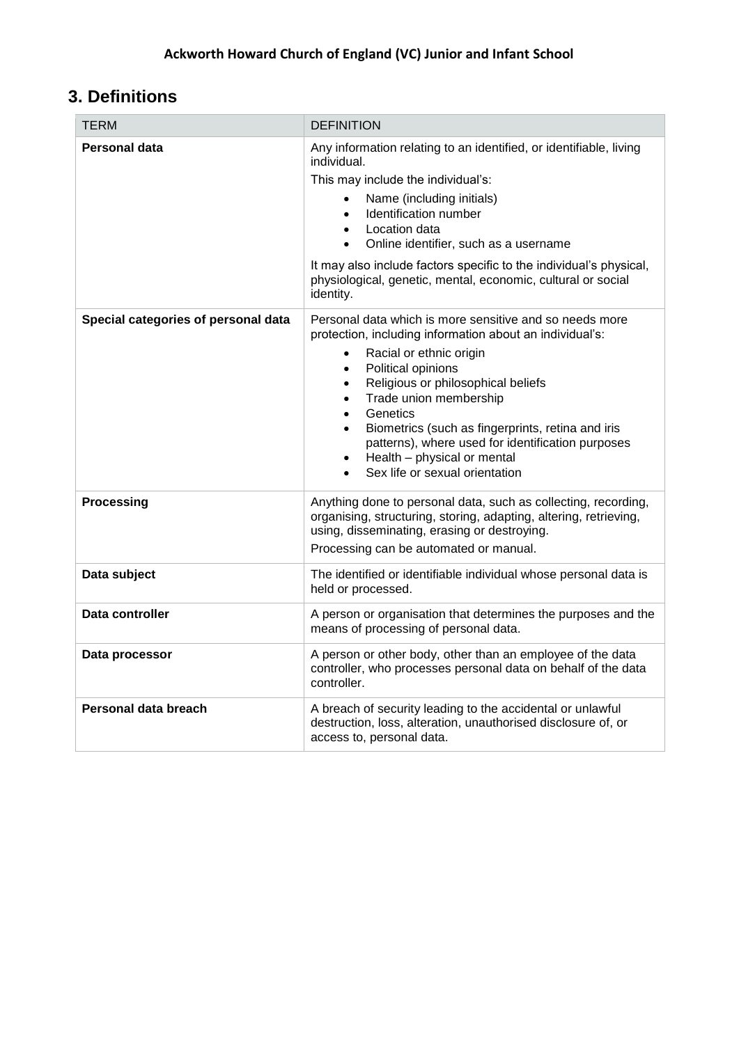## 3. Definitions

| TERM | DEFINITION |
| --- | --- |
| **Personal data** | Any information relating to an identified, or identifiable, living individual.<br>This may include the individual's:<br>• Name (including initials)<br>• Identification number<br>• Location data<br>• Online identifier, such as a username<br>It may also include factors specific to the individual's physical, physiological, genetic, mental, economic, cultural or social identity. |
| **Special categories of personal data** | Personal data which is more sensitive and so needs more protection, including information about an individual's:<br>• Racial or ethnic origin<br>• Political opinions<br>• Religious or philosophical beliefs<br>• Trade union membership<br>• Genetics<br>• Biometrics (such as fingerprints, retina and iris patterns), where used for identification purposes<br>• Health – physical or mental<br>• Sex life or sexual orientation |
| **Processing** | Anything done to personal data, such as collecting, recording, organising, structuring, storing, adapting, altering, retrieving, using, disseminating, erasing or destroying.<br>Processing can be automated or manual. |
| **Data subject** | The identified or identifiable individual whose personal data is held or processed. |
| **Data controller** | A person or organisation that determines the purposes and the means of processing of personal data. |
| **Data processor** | A person or other body, other than an employee of the data controller, who processes personal data on behalf of the data controller. |
| **Personal data breach** | A breach of security leading to the accidental or unlawful destruction, loss, alteration, unauthorised disclosure of, or access to, personal data. |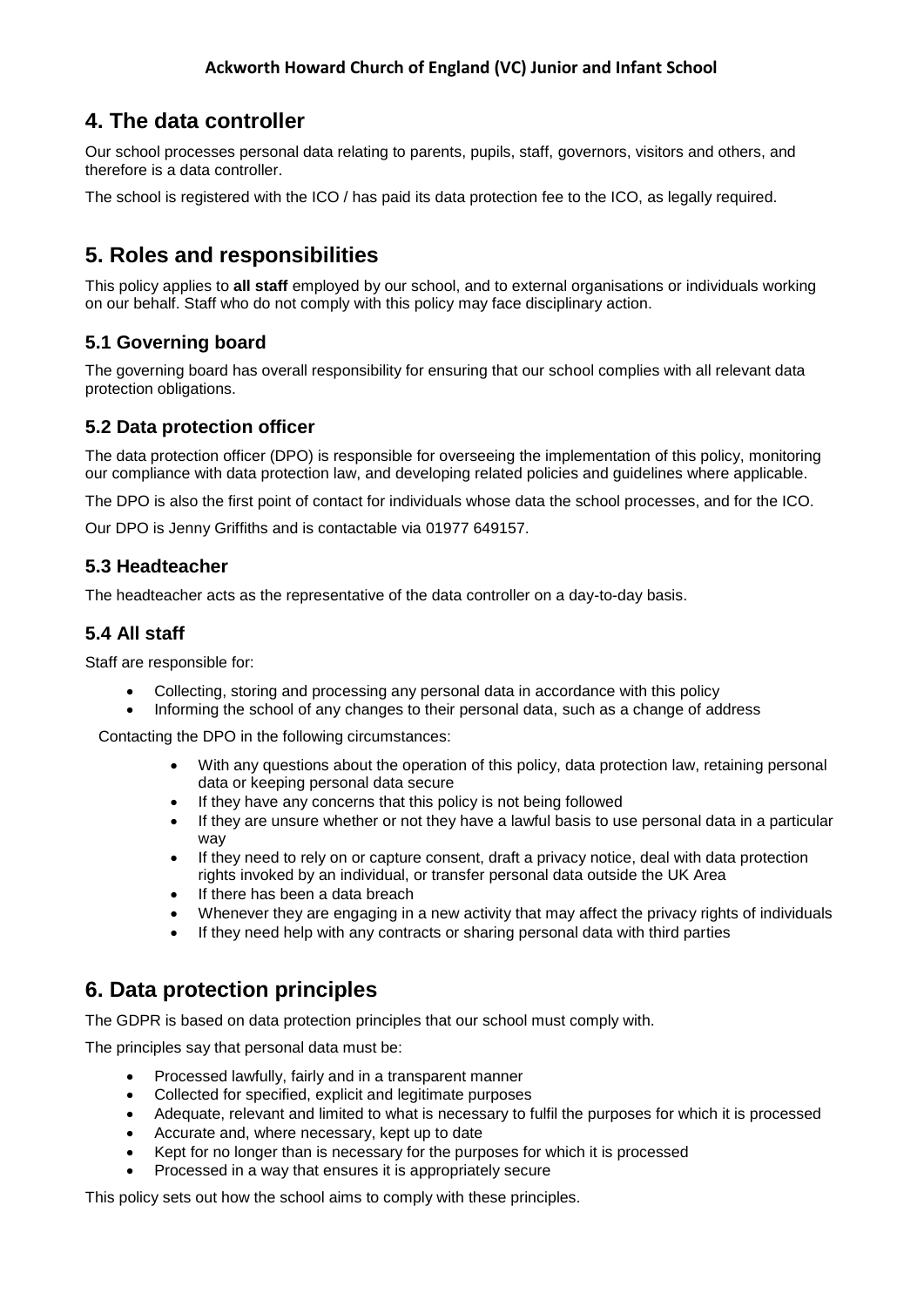## 4. The data controller

Our school processes personal data relating to parents, pupils, staff, governors, visitors and others, and therefore is a data controller.

The school is registered with the ICO / has paid its data protection fee to the ICO, as legally required.

## 5. Roles and responsibilities

This policy applies to **all staff** employed by our school, and to external organisations or individuals working on our behalf. Staff who do not comply with this policy may face disciplinary action.

### 5.1 Governing board

The governing board has overall responsibility for ensuring that our school complies with all relevant data protection obligations.

### 5.2 Data protection officer

The data protection officer (DPO) is responsible for overseeing the implementation of this policy, monitoring our compliance with data protection law, and developing related policies and guidelines where applicable.

The DPO is also the first point of contact for individuals whose data the school processes, and for the ICO.

Our DPO is Jenny Griffiths and is contactable via 01977 649157.

### 5.3 Headteacher

The headteacher acts as the representative of the data controller on a day-to-day basis.

### 5.4 All staff

Staff are responsible for:

- Collecting, storing and processing any personal data in accordance with this policy
- Informing the school of any changes to their personal data, such as a change of address

Contacting the DPO in the following circumstances:

- With any questions about the operation of this policy, data protection law, retaining personal data or keeping personal data secure
- If they have any concerns that this policy is not being followed
- If they are unsure whether or not they have a lawful basis to use personal data in a particular way
- If they need to rely on or capture consent, draft a privacy notice, deal with data protection rights invoked by an individual, or transfer personal data outside the UK Area
- If there has been a data breach
- Whenever they are engaging in a new activity that may affect the privacy rights of individuals
- If they need help with any contracts or sharing personal data with third parties

## 6. Data protection principles

The GDPR is based on data protection principles that our school must comply with.

The principles say that personal data must be:

- Processed lawfully, fairly and in a transparent manner
- Collected for specified, explicit and legitimate purposes
- Adequate, relevant and limited to what is necessary to fulfil the purposes for which it is processed
- Accurate and, where necessary, kept up to date
- Kept for no longer than is necessary for the purposes for which it is processed
- Processed in a way that ensures it is appropriately secure

This policy sets out how the school aims to comply with these principles.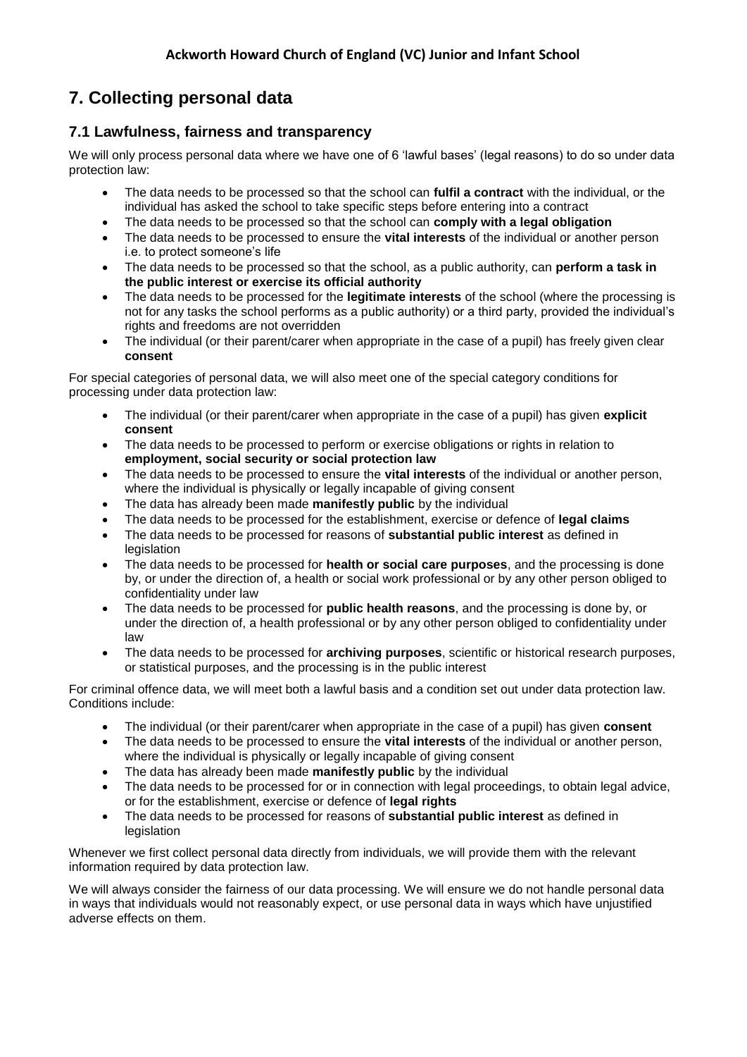# 7. Collecting personal data

## 7.1 Lawfulness, fairness and transparency

We will only process personal data where we have one of 6 'lawful bases' (legal reasons) to do so under data protection law:

- The data needs to be processed so that the school can **fulfil a contract** with the individual, or the individual has asked the school to take specific steps before entering into a contract
- The data needs to be processed so that the school can **comply with a legal obligation**
- The data needs to be processed to ensure the **vital interests** of the individual or another person i.e. to protect someone's life
- The data needs to be processed so that the school, as a public authority, can **perform a task in the public interest or exercise its official authority**
- The data needs to be processed for the **legitimate interests** of the school (where the processing is not for any tasks the school performs as a public authority) or a third party, provided the individual's rights and freedoms are not overridden
- The individual (or their parent/carer when appropriate in the case of a pupil) has freely given clear **consent**

For special categories of personal data, we will also meet one of the special category conditions for processing under data protection law:

- The individual (or their parent/carer when appropriate in the case of a pupil) has given **explicit consent**
- The data needs to be processed to perform or exercise obligations or rights in relation to **employment, social security or social protection law**
- The data needs to be processed to ensure the **vital interests** of the individual or another person, where the individual is physically or legally incapable of giving consent
- The data has already been made **manifestly public** by the individual
- The data needs to be processed for the establishment, exercise or defence of **legal claims**
- The data needs to be processed for reasons of **substantial public interest** as defined in legislation
- The data needs to be processed for **health or social care purposes**, and the processing is done by, or under the direction of, a health or social work professional or by any other person obliged to confidentiality under law
- The data needs to be processed for **public health reasons**, and the processing is done by, or under the direction of, a health professional or by any other person obliged to confidentiality under law
- The data needs to be processed for **archiving purposes**, scientific or historical research purposes, or statistical purposes, and the processing is in the public interest

For criminal offence data, we will meet both a lawful basis and a condition set out under data protection law. Conditions include:

- The individual (or their parent/carer when appropriate in the case of a pupil) has given **consent**
- The data needs to be processed to ensure the **vital interests** of the individual or another person, where the individual is physically or legally incapable of giving consent
- The data has already been made **manifestly public** by the individual
- The data needs to be processed for or in connection with legal proceedings, to obtain legal advice, or for the establishment, exercise or defence of **legal rights**
- The data needs to be processed for reasons of **substantial public interest** as defined in legislation

Whenever we first collect personal data directly from individuals, we will provide them with the relevant information required by data protection law.

We will always consider the fairness of our data processing. We will ensure we do not handle personal data in ways that individuals would not reasonably expect, or use personal data in ways which have unjustified adverse effects on them.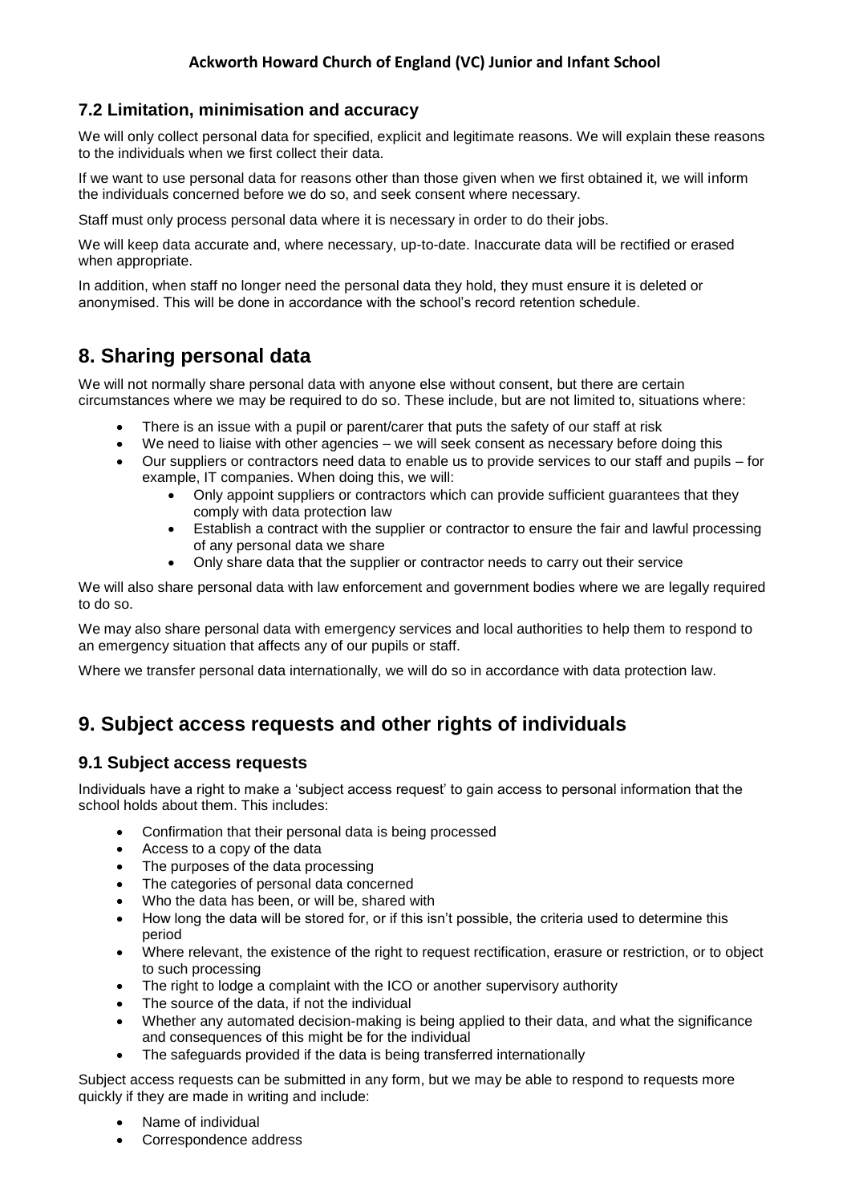### 7.2 Limitation, minimisation and accuracy

We will only collect personal data for specified, explicit and legitimate reasons. We will explain these reasons to the individuals when we first collect their data.

If we want to use personal data for reasons other than those given when we first obtained it, we will inform the individuals concerned before we do so, and seek consent where necessary.

Staff must only process personal data where it is necessary in order to do their jobs.

We will keep data accurate and, where necessary, up-to-date. Inaccurate data will be rectified or erased when appropriate.

In addition, when staff no longer need the personal data they hold, they must ensure it is deleted or anonymised. This will be done in accordance with the school's record retention schedule.

## 8. Sharing personal data

We will not normally share personal data with anyone else without consent, but there are certain circumstances where we may be required to do so. These include, but are not limited to, situations where:

- There is an issue with a pupil or parent/carer that puts the safety of our staff at risk
- We need to liaise with other agencies – we will seek consent as necessary before doing this
- Our suppliers or contractors need data to enable us to provide services to our staff and pupils – for example, IT companies. When doing this, we will:
    - Only appoint suppliers or contractors which can provide sufficient guarantees that they comply with data protection law
    - Establish a contract with the supplier or contractor to ensure the fair and lawful processing of any personal data we share
    - Only share data that the supplier or contractor needs to carry out their service

We will also share personal data with law enforcement and government bodies where we are legally required to do so.

We may also share personal data with emergency services and local authorities to help them to respond to an emergency situation that affects any of our pupils or staff.

Where we transfer personal data internationally, we will do so in accordance with data protection law.

## 9. Subject access requests and other rights of individuals

### 9.1 Subject access requests

Individuals have a right to make a 'subject access request' to gain access to personal information that the school holds about them. This includes:

- Confirmation that their personal data is being processed
- Access to a copy of the data
- The purposes of the data processing
- The categories of personal data concerned
- Who the data has been, or will be, shared with
- How long the data will be stored for, or if this isn't possible, the criteria used to determine this period
- Where relevant, the existence of the right to request rectification, erasure or restriction, or to object to such processing
- The right to lodge a complaint with the ICO or another supervisory authority
- The source of the data, if not the individual
- Whether any automated decision-making is being applied to their data, and what the significance and consequences of this might be for the individual
- The safeguards provided if the data is being transferred internationally

Subject access requests can be submitted in any form, but we may be able to respond to requests more quickly if they are made in writing and include:

- Name of individual
- Correspondence address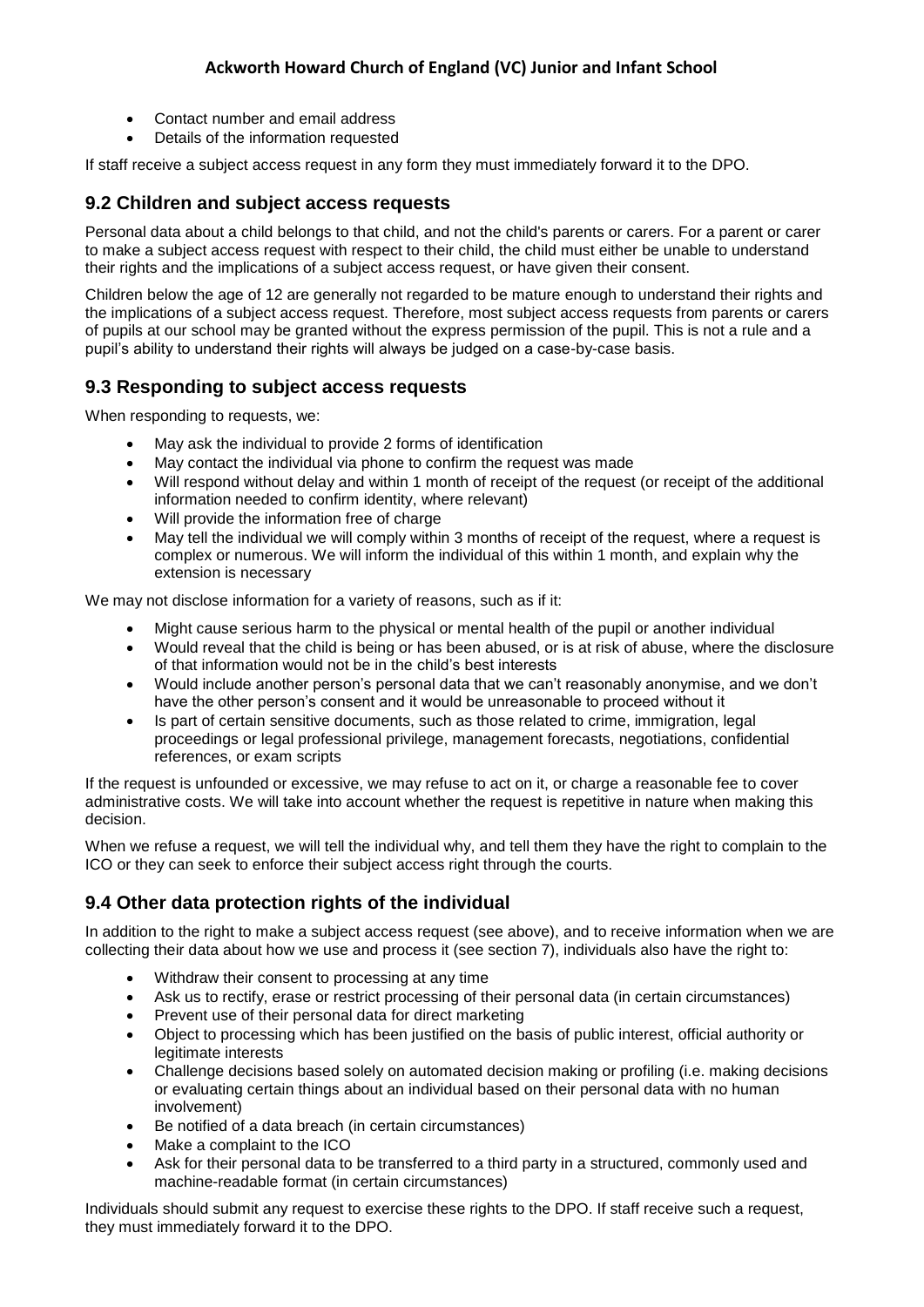- Contact number and email address
- Details of the information requested

If staff receive a subject access request in any form they must immediately forward it to the DPO.

## 9.2 Children and subject access requests

Personal data about a child belongs to that child, and not the child's parents or carers. For a parent or carer to make a subject access request with respect to their child, the child must either be unable to understand their rights and the implications of a subject access request, or have given their consent.

Children below the age of 12 are generally not regarded to be mature enough to understand their rights and the implications of a subject access request. Therefore, most subject access requests from parents or carers of pupils at our school may be granted without the express permission of the pupil. This is not a rule and a pupil's ability to understand their rights will always be judged on a case-by-case basis.

## 9.3 Responding to subject access requests

When responding to requests, we:

- May ask the individual to provide 2 forms of identification
- May contact the individual via phone to confirm the request was made
- Will respond without delay and within 1 month of receipt of the request (or receipt of the additional information needed to confirm identity, where relevant)
- Will provide the information free of charge
- May tell the individual we will comply within 3 months of receipt of the request, where a request is complex or numerous. We will inform the individual of this within 1 month, and explain why the extension is necessary

We may not disclose information for a variety of reasons, such as if it:

- Might cause serious harm to the physical or mental health of the pupil or another individual
- Would reveal that the child is being or has been abused, or is at risk of abuse, where the disclosure of that information would not be in the child's best interests
- Would include another person's personal data that we can't reasonably anonymise, and we don't have the other person's consent and it would be unreasonable to proceed without it
- Is part of certain sensitive documents, such as those related to crime, immigration, legal proceedings or legal professional privilege, management forecasts, negotiations, confidential references, or exam scripts

If the request is unfounded or excessive, we may refuse to act on it, or charge a reasonable fee to cover administrative costs. We will take into account whether the request is repetitive in nature when making this decision.

When we refuse a request, we will tell the individual why, and tell them they have the right to complain to the ICO or they can seek to enforce their subject access right through the courts.

## 9.4 Other data protection rights of the individual

In addition to the right to make a subject access request (see above), and to receive information when we are collecting their data about how we use and process it (see section 7), individuals also have the right to:

- Withdraw their consent to processing at any time
- Ask us to rectify, erase or restrict processing of their personal data (in certain circumstances)
- Prevent use of their personal data for direct marketing
- Object to processing which has been justified on the basis of public interest, official authority or legitimate interests
- Challenge decisions based solely on automated decision making or profiling (i.e. making decisions or evaluating certain things about an individual based on their personal data with no human involvement)
- Be notified of a data breach (in certain circumstances)
- Make a complaint to the ICO
- Ask for their personal data to be transferred to a third party in a structured, commonly used and machine-readable format (in certain circumstances)

Individuals should submit any request to exercise these rights to the DPO. If staff receive such a request, they must immediately forward it to the DPO.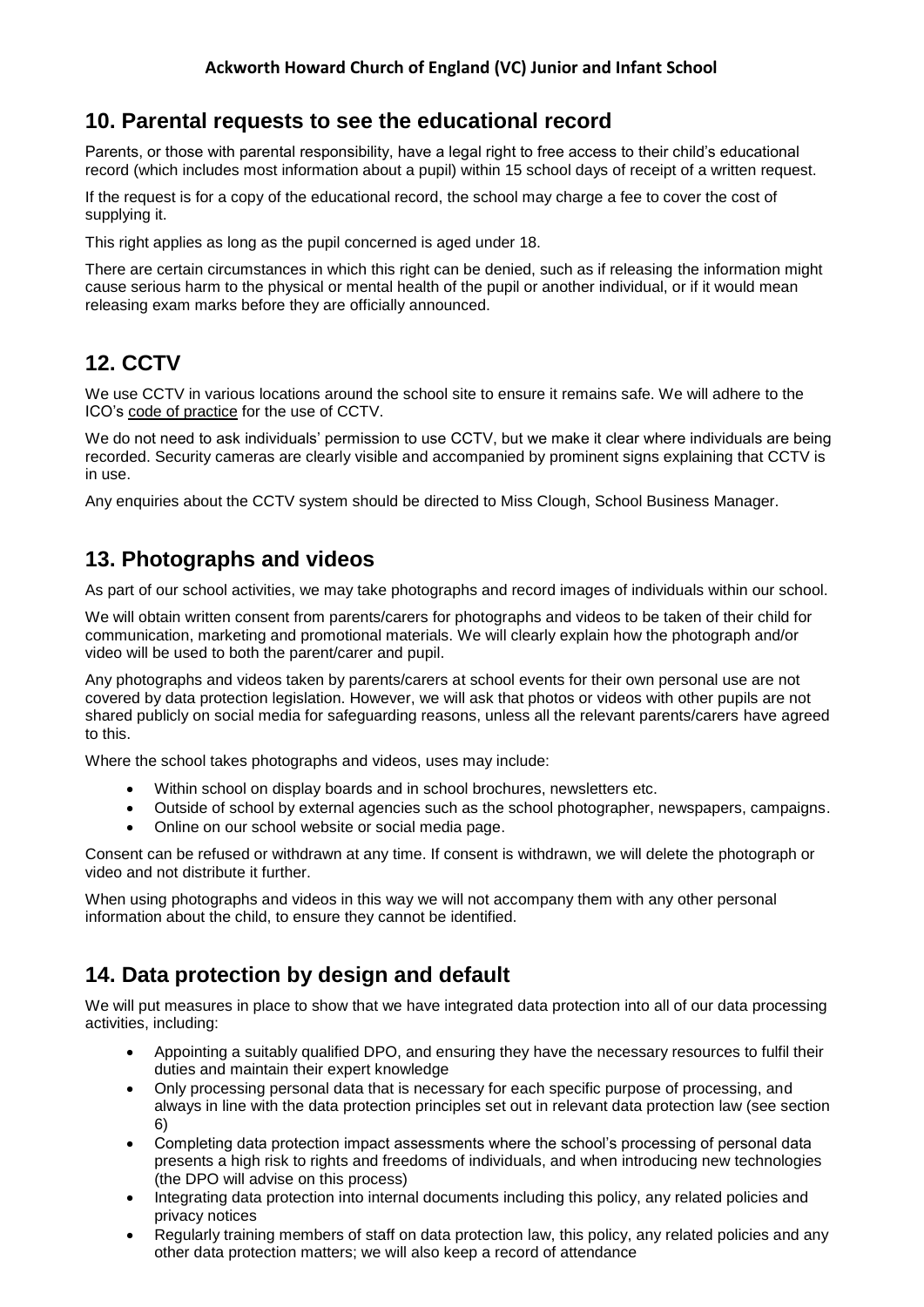## 10. Parental requests to see the educational record

Parents, or those with parental responsibility, have a legal right to free access to their child's educational record (which includes most information about a pupil) within 15 school days of receipt of a written request.

If the request is for a copy of the educational record, the school may charge a fee to cover the cost of supplying it.

This right applies as long as the pupil concerned is aged under 18.

There are certain circumstances in which this right can be denied, such as if releasing the information might cause serious harm to the physical or mental health of the pupil or another individual, or if it would mean releasing exam marks before they are officially announced.

## 12. CCTV

We use CCTV in various locations around the school site to ensure it remains safe. We will adhere to the ICO's code of practice for the use of CCTV.

We do not need to ask individuals' permission to use CCTV, but we make it clear where individuals are being recorded. Security cameras are clearly visible and accompanied by prominent signs explaining that CCTV is in use.

Any enquiries about the CCTV system should be directed to Miss Clough, School Business Manager.

## 13. Photographs and videos

As part of our school activities, we may take photographs and record images of individuals within our school.

We will obtain written consent from parents/carers for photographs and videos to be taken of their child for communication, marketing and promotional materials. We will clearly explain how the photograph and/or video will be used to both the parent/carer and pupil.

Any photographs and videos taken by parents/carers at school events for their own personal use are not covered by data protection legislation. However, we will ask that photos or videos with other pupils are not shared publicly on social media for safeguarding reasons, unless all the relevant parents/carers have agreed to this.

Where the school takes photographs and videos, uses may include:

- Within school on display boards and in school brochures, newsletters etc.
- Outside of school by external agencies such as the school photographer, newspapers, campaigns.
- Online on our school website or social media page.

Consent can be refused or withdrawn at any time. If consent is withdrawn, we will delete the photograph or video and not distribute it further.

When using photographs and videos in this way we will not accompany them with any other personal information about the child, to ensure they cannot be identified.

## 14. Data protection by design and default

We will put measures in place to show that we have integrated data protection into all of our data processing activities, including:

- Appointing a suitably qualified DPO, and ensuring they have the necessary resources to fulfil their duties and maintain their expert knowledge
- Only processing personal data that is necessary for each specific purpose of processing, and always in line with the data protection principles set out in relevant data protection law (see section 6)
- Completing data protection impact assessments where the school's processing of personal data presents a high risk to rights and freedoms of individuals, and when introducing new technologies (the DPO will advise on this process)
- Integrating data protection into internal documents including this policy, any related policies and privacy notices
- Regularly training members of staff on data protection law, this policy, any related policies and any other data protection matters; we will also keep a record of attendance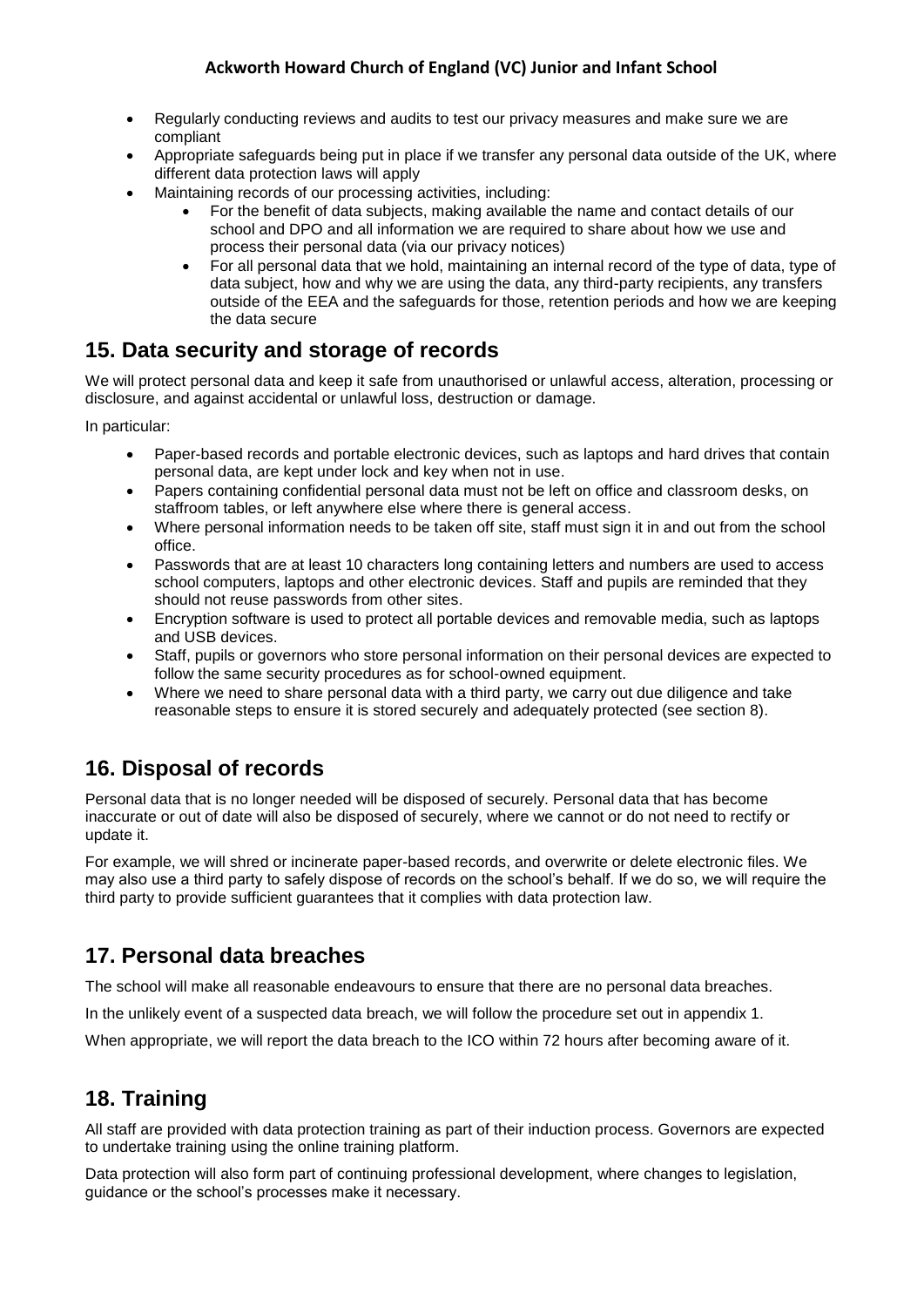- Regularly conducting reviews and audits to test our privacy measures and make sure we are compliant
- Appropriate safeguards being put in place if we transfer any personal data outside of the UK, where different data protection laws will apply
- Maintaining records of our processing activities, including:
    - For the benefit of data subjects, making available the name and contact details of our school and DPO and all information we are required to share about how we use and process their personal data (via our privacy notices)
    - For all personal data that we hold, maintaining an internal record of the type of data, type of data subject, how and why we are using the data, any third-party recipients, any transfers outside of the EEA and the safeguards for those, retention periods and how we are keeping the data secure

## 15. Data security and storage of records

We will protect personal data and keep it safe from unauthorised or unlawful access, alteration, processing or disclosure, and against accidental or unlawful loss, destruction or damage.

In particular:

- Paper-based records and portable electronic devices, such as laptops and hard drives that contain personal data, are kept under lock and key when not in use.
- Papers containing confidential personal data must not be left on office and classroom desks, on staffroom tables, or left anywhere else where there is general access.
- Where personal information needs to be taken off site, staff must sign it in and out from the school office.
- Passwords that are at least 10 characters long containing letters and numbers are used to access school computers, laptops and other electronic devices. Staff and pupils are reminded that they should not reuse passwords from other sites.
- Encryption software is used to protect all portable devices and removable media, such as laptops and USB devices.
- Staff, pupils or governors who store personal information on their personal devices are expected to follow the same security procedures as for school-owned equipment.
- Where we need to share personal data with a third party, we carry out due diligence and take reasonable steps to ensure it is stored securely and adequately protected (see section 8).

## 16. Disposal of records

Personal data that is no longer needed will be disposed of securely. Personal data that has become inaccurate or out of date will also be disposed of securely, where we cannot or do not need to rectify or update it.

For example, we will shred or incinerate paper-based records, and overwrite or delete electronic files. We may also use a third party to safely dispose of records on the school's behalf. If we do so, we will require the third party to provide sufficient guarantees that it complies with data protection law.

## 17. Personal data breaches

The school will make all reasonable endeavours to ensure that there are no personal data breaches.

In the unlikely event of a suspected data breach, we will follow the procedure set out in appendix 1.

When appropriate, we will report the data breach to the ICO within 72 hours after becoming aware of it.

## 18. Training

All staff are provided with data protection training as part of their induction process. Governors are expected to undertake training using the online training platform.

Data protection will also form part of continuing professional development, where changes to legislation, guidance or the school's processes make it necessary.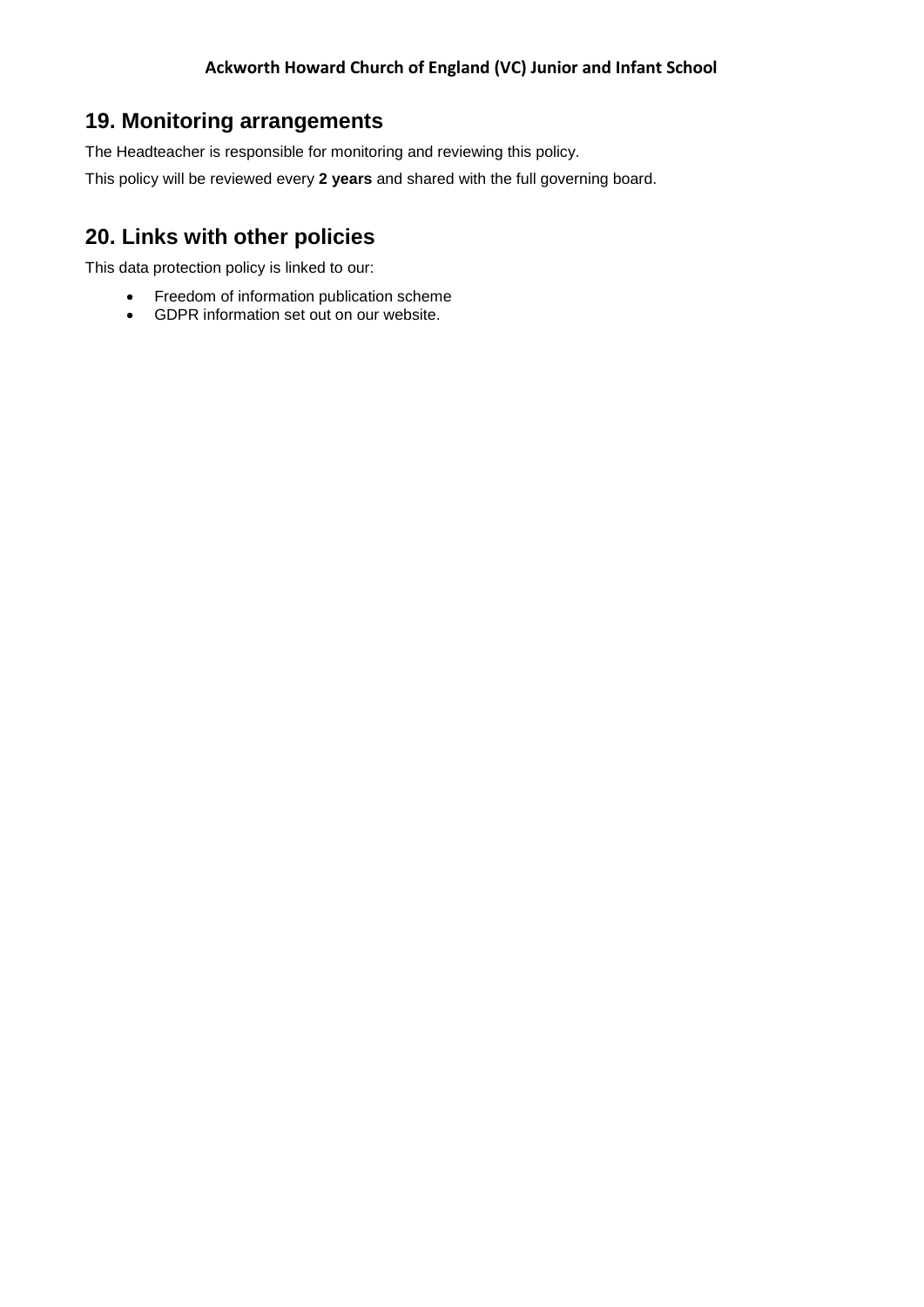## 19. Monitoring arrangements

The Headteacher is responsible for monitoring and reviewing this policy.

This policy will be reviewed every **2 years** and shared with the full governing board.

## 20. Links with other policies

This data protection policy is linked to our:

- Freedom of information publication scheme
- GDPR information set out on our website.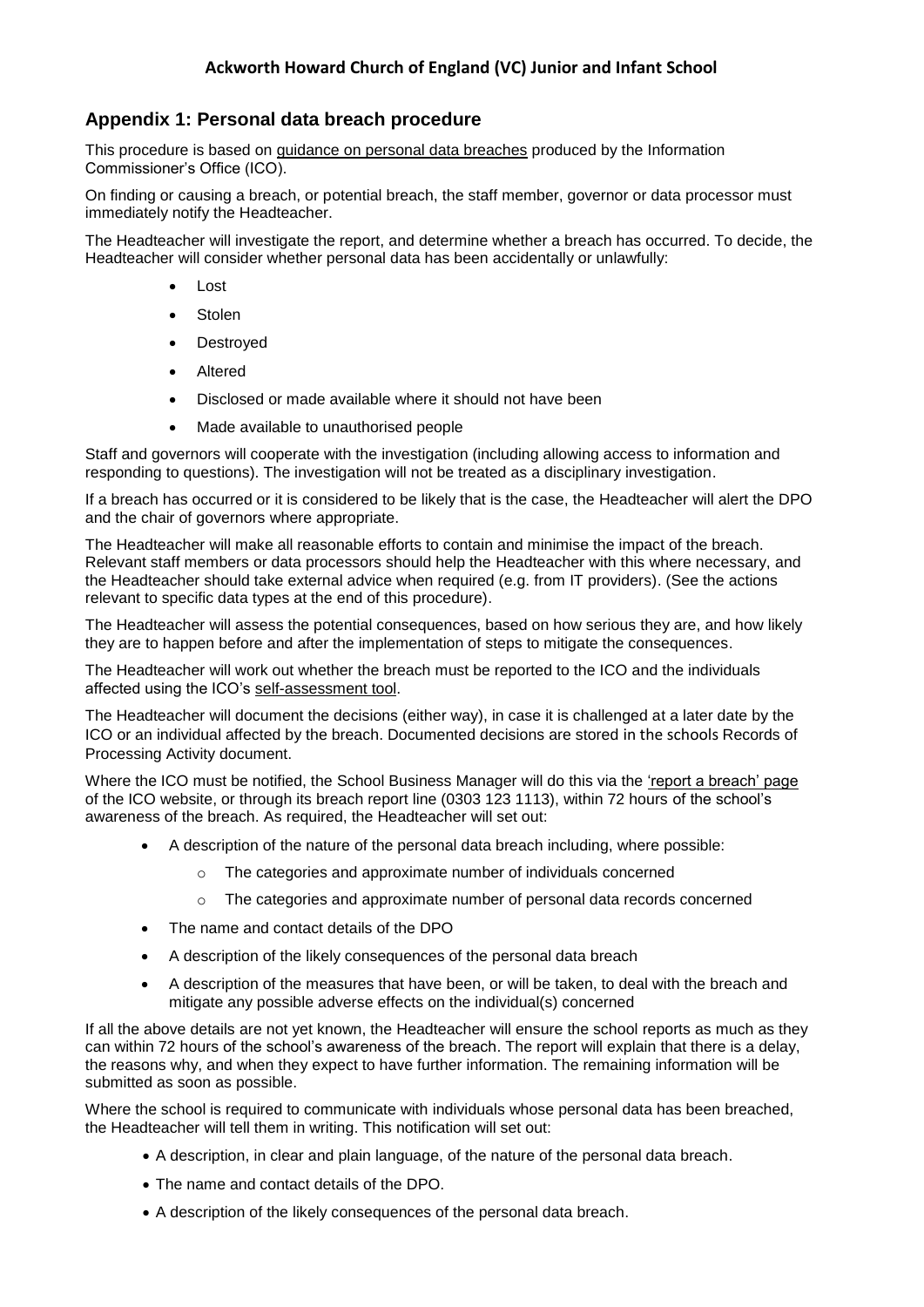## Appendix 1: Personal data breach procedure

This procedure is based on guidance on personal data breaches produced by the Information Commissioner's Office (ICO).

On finding or causing a breach, or potential breach, the staff member, governor or data processor must immediately notify the Headteacher.

The Headteacher will investigate the report, and determine whether a breach has occurred. To decide, the Headteacher will consider whether personal data has been accidentally or unlawfully:

- Lost
- Stolen
- Destroyed
- Altered
- Disclosed or made available where it should not have been
- Made available to unauthorised people

Staff and governors will cooperate with the investigation (including allowing access to information and responding to questions). The investigation will not be treated as a disciplinary investigation.

If a breach has occurred or it is considered to be likely that is the case, the Headteacher will alert the DPO and the chair of governors where appropriate.

The Headteacher will make all reasonable efforts to contain and minimise the impact of the breach. Relevant staff members or data processors should help the Headteacher with this where necessary, and the Headteacher should take external advice when required (e.g. from IT providers). (See the actions relevant to specific data types at the end of this procedure).

The Headteacher will assess the potential consequences, based on how serious they are, and how likely they are to happen before and after the implementation of steps to mitigate the consequences.

The Headteacher will work out whether the breach must be reported to the ICO and the individuals affected using the ICO's self-assessment tool.

The Headteacher will document the decisions (either way), in case it is challenged at a later date by the ICO or an individual affected by the breach. Documented decisions are stored in the schools Records of Processing Activity document.

Where the ICO must be notified, the School Business Manager will do this via the 'report a breach' page of the ICO website, or through its breach report line (0303 123 1113), within 72 hours of the school's awareness of the breach. As required, the Headteacher will set out:

- A description of the nature of the personal data breach including, where possible:
  - The categories and approximate number of individuals concerned
  - The categories and approximate number of personal data records concerned
- The name and contact details of the DPO
- A description of the likely consequences of the personal data breach
- A description of the measures that have been, or will be taken, to deal with the breach and mitigate any possible adverse effects on the individual(s) concerned

If all the above details are not yet known, the Headteacher will ensure the school reports as much as they can within 72 hours of the school's awareness of the breach. The report will explain that there is a delay, the reasons why, and when they expect to have further information. The remaining information will be submitted as soon as possible.

Where the school is required to communicate with individuals whose personal data has been breached, the Headteacher will tell them in writing. This notification will set out:

- A description, in clear and plain language, of the nature of the personal data breach.
- The name and contact details of the DPO.
- A description of the likely consequences of the personal data breach.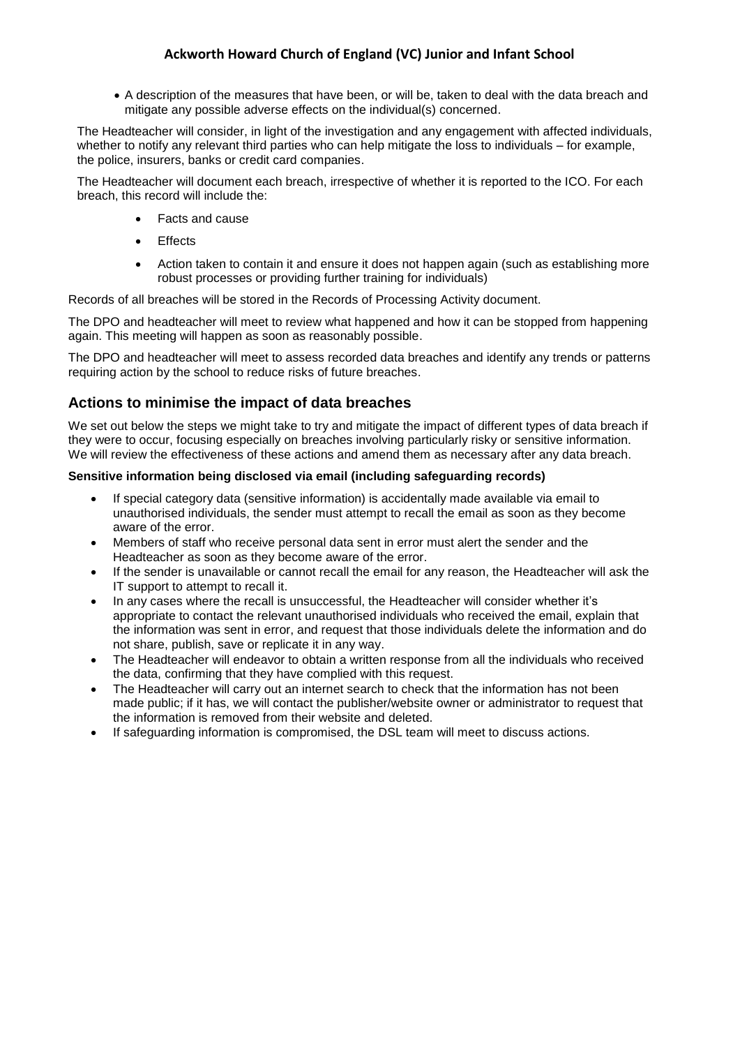- A description of the measures that have been, or will be, taken to deal with the data breach and mitigate any possible adverse effects on the individual(s) concerned.

The Headteacher will consider, in light of the investigation and any engagement with affected individuals, whether to notify any relevant third parties who can help mitigate the loss to individuals – for example, the police, insurers, banks or credit card companies.

The Headteacher will document each breach, irrespective of whether it is reported to the ICO. For each breach, this record will include the:

- Facts and cause
- Effects
- Action taken to contain it and ensure it does not happen again (such as establishing more robust processes or providing further training for individuals)

Records of all breaches will be stored in the Records of Processing Activity document.

The DPO and headteacher will meet to review what happened and how it can be stopped from happening again. This meeting will happen as soon as reasonably possible.

The DPO and headteacher will meet to assess recorded data breaches and identify any trends or patterns requiring action by the school to reduce risks of future breaches.

## Actions to minimise the impact of data breaches

We set out below the steps we might take to try and mitigate the impact of different types of data breach if they were to occur, focusing especially on breaches involving particularly risky or sensitive information. We will review the effectiveness of these actions and amend them as necessary after any data breach.

**Sensitive information being disclosed via email (including safeguarding records)**

- If special category data (sensitive information) is accidentally made available via email to unauthorised individuals, the sender must attempt to recall the email as soon as they become aware of the error.
- Members of staff who receive personal data sent in error must alert the sender and the Headteacher as soon as they become aware of the error.
- If the sender is unavailable or cannot recall the email for any reason, the Headteacher will ask the IT support to attempt to recall it.
- In any cases where the recall is unsuccessful, the Headteacher will consider whether it's appropriate to contact the relevant unauthorised individuals who received the email, explain that the information was sent in error, and request that those individuals delete the information and do not share, publish, save or replicate it in any way.
- The Headteacher will endeavor to obtain a written response from all the individuals who received the data, confirming that they have complied with this request.
- The Headteacher will carry out an internet search to check that the information has not been made public; if it has, we will contact the publisher/website owner or administrator to request that the information is removed from their website and deleted.
- If safeguarding information is compromised, the DSL team will meet to discuss actions.